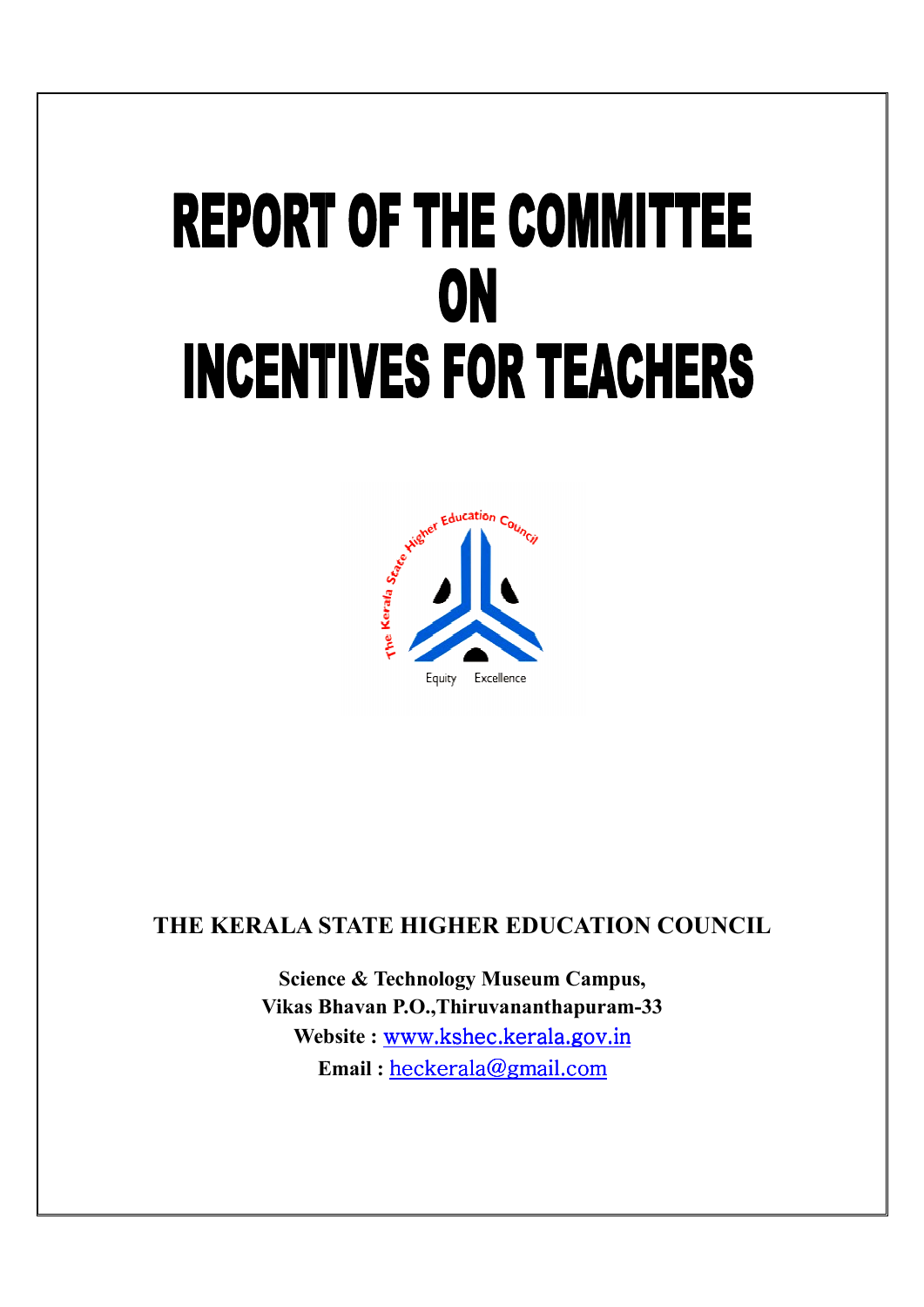# REPORT OF THE COMMITTEE ON INCENTIVES FOR TEACHERS

**THE KERALA STATE HIGHER EDUCATION COUNCIL**

**Science & Technology Museum Campus,**
**Vikas Bhavan P.O.,Thiruvananthapuram-33**
**Website :** www.kshec.kerala.gov.in
**Email :** heckerala@gmail.com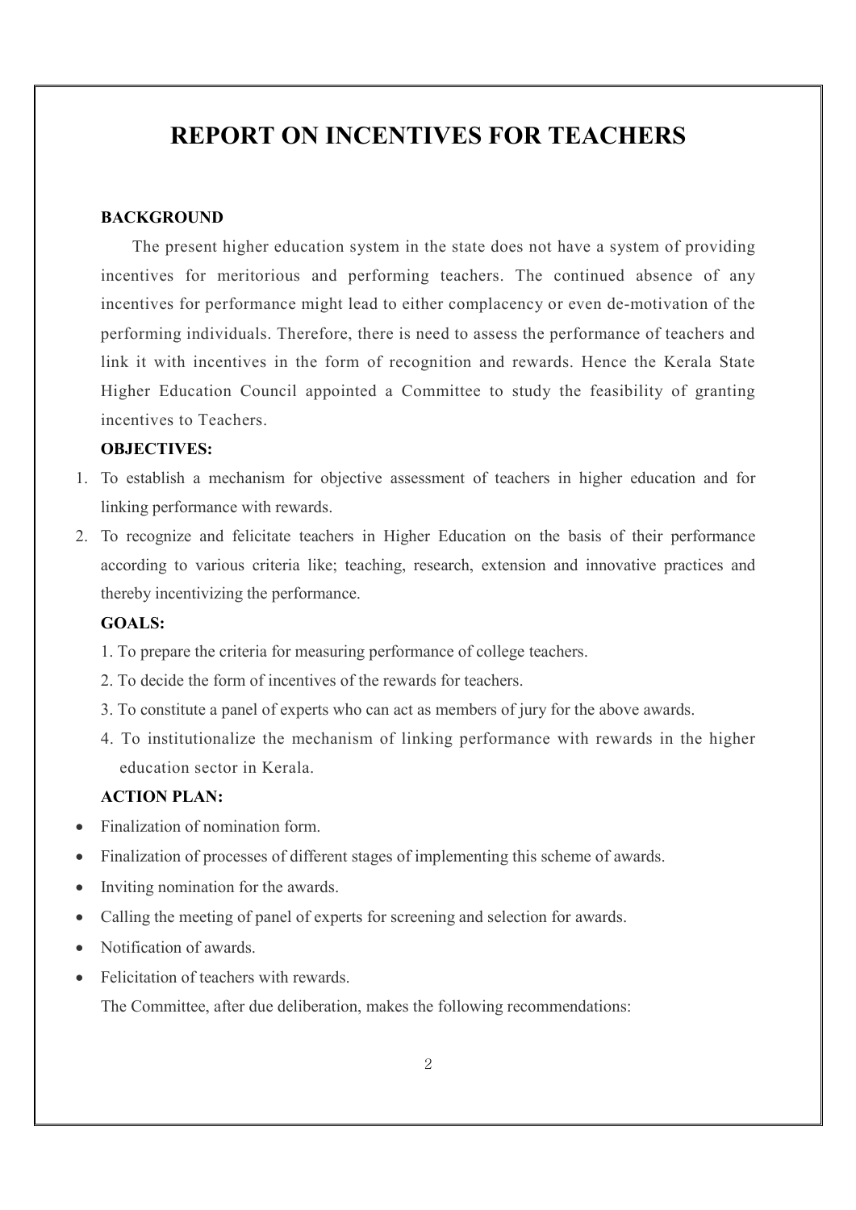# REPORT ON INCENTIVES FOR TEACHERS

**BACKGROUND**

The present higher education system in the state does not have a system of providing incentives for meritorious and performing teachers. The continued absence of any incentives for performance might lead to either complacency or even de-motivation of the performing individuals. Therefore, there is need to assess the performance of teachers and link it with incentives in the form of recognition and rewards. Hence the Kerala State Higher Education Council appointed a Committee to study the feasibility of granting incentives to Teachers.

**OBJECTIVES:**

1. To establish a mechanism for objective assessment of teachers in higher education and for linking performance with rewards.
2. To recognize and felicitate teachers in Higher Education on the basis of their performance according to various criteria like; teaching, research, extension and innovative practices and thereby incentivizing the performance.

**GOALS:**

1. To prepare the criteria for measuring performance of college teachers.
2. To decide the form of incentives of the rewards for teachers.
3. To constitute a panel of experts who can act as members of jury for the above awards.
4. To institutionalize the mechanism of linking performance with rewards in the higher education sector in Kerala.

**ACTION PLAN:**

- Finalization of nomination form.
- Finalization of processes of different stages of implementing this scheme of awards.
- Inviting nomination for the awards.
- Calling the meeting of panel of experts for screening and selection for awards.
- Notification of awards.
- Felicitation of teachers with rewards.

The Committee, after due deliberation, makes the following recommendations: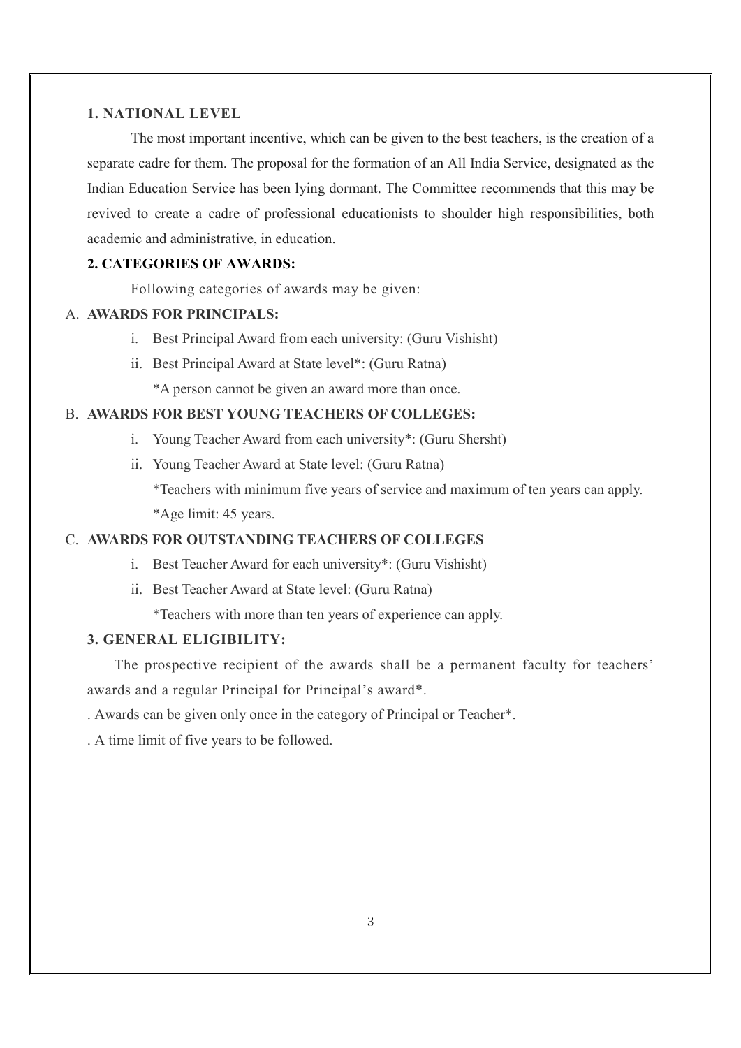### 1. NATIONAL LEVEL

The most important incentive, which can be given to the best teachers, is the creation of a separate cadre for them. The proposal for the formation of an All India Service, designated as the Indian Education Service has been lying dormant. The Committee recommends that this may be revived to create a cadre of professional educationists to shoulder high responsibilities, both academic and administrative, in education.

### 2. CATEGORIES OF AWARDS:

Following categories of awards may be given:

A. **AWARDS FOR PRINCIPALS:**

   i. Best Principal Award from each university: (Guru Vishisht)

   ii. Best Principal Award at State level*: (Guru Ratna)

   *A person cannot be given an award more than once.

B. **AWARDS FOR BEST YOUNG TEACHERS OF COLLEGES:**

   i. Young Teacher Award from each university*: (Guru Shersht)

   ii. Young Teacher Award at State level: (Guru Ratna)

   *Teachers with minimum five years of service and maximum of ten years can apply.

   *Age limit: 45 years.

C. **AWARDS FOR OUTSTANDING TEACHERS OF COLLEGES**

   i. Best Teacher Award for each university*: (Guru Vishisht)

   ii. Best Teacher Award at State level: (Guru Ratna)

   *Teachers with more than ten years of experience can apply.

### 3. GENERAL ELIGIBILITY:

The prospective recipient of the awards shall be a permanent faculty for teachers' awards and a regular Principal for Principal's award*.

. Awards can be given only once in the category of Principal or Teacher*.

. A time limit of five years to be followed.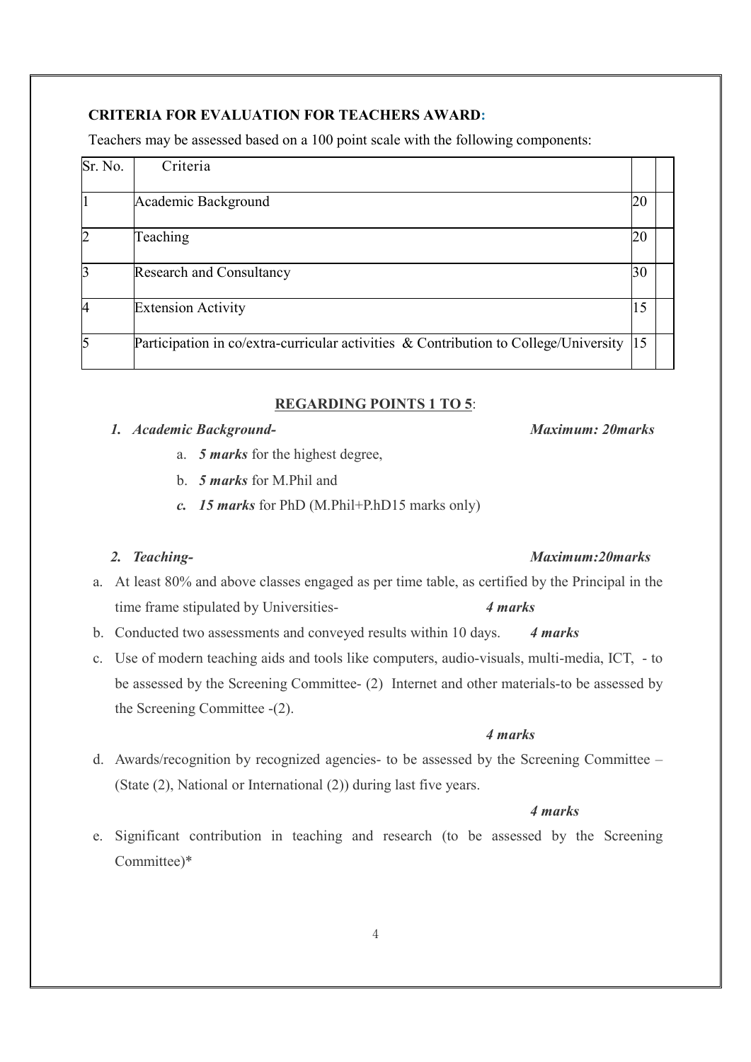**CRITERIA FOR EVALUATION FOR TEACHERS AWARD:**

Teachers may be assessed based on a 100 point scale with the following components:

| Sr. No. | Criteria | | |
|---|---|---|---|
| 1 | Academic Background | 20 | |
| 2 | Teaching | 20 | |
| 3 | Research and Consultancy | 30 | |
| 4 | Extension Activity | 15 | |
| 5 | Participation in co/extra-curricular activities & Contribution to College/University | 15 | |

**REGARDING POINTS 1 TO 5**:

1. ***Academic Background-*** ***Maximum: 20marks***
   a. ***5 marks*** for the highest degree,
   b. ***5 marks*** for M.Phil and
   c. ***15 marks*** for PhD (M.Phil+P.hD15 marks only)

2. ***Teaching-*** ***Maximum:20marks***

a. At least 80% and above classes engaged as per time table, as certified by the Principal in the time frame stipulated by Universities- ***4 marks***

b. Conducted two assessments and conveyed results within 10 days. ***4 marks***

c. Use of modern teaching aids and tools like computers, audio-visuals, multi-media, ICT, - to be assessed by the Screening Committee- (2) Internet and other materials-to be assessed by the Screening Committee -(2).

***4 marks***

d. Awards/recognition by recognized agencies- to be assessed by the Screening Committee – (State (2), National or International (2)) during last five years.

***4 marks***

e. Significant contribution in teaching and research (to be assessed by the Screening Committee)*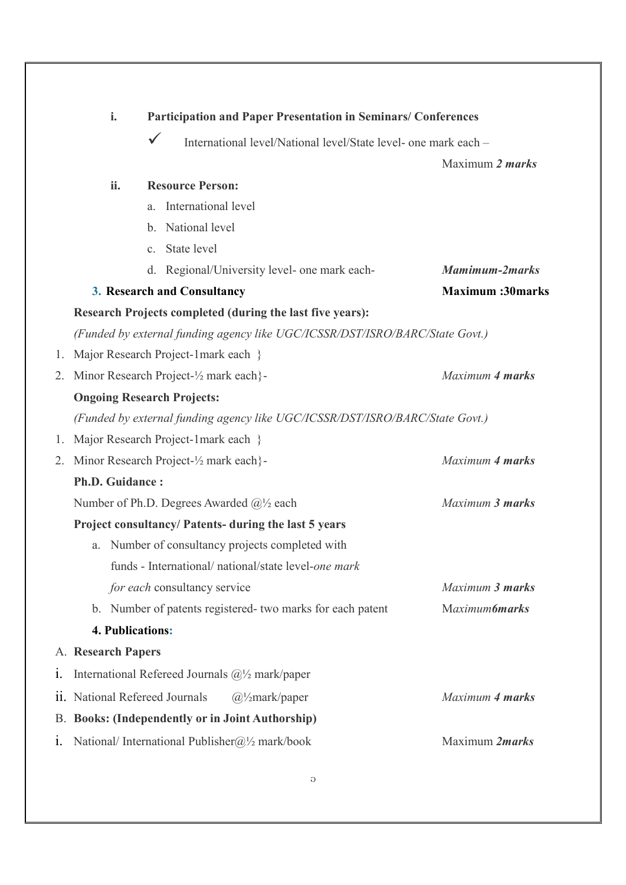**i. Participation and Paper Presentation in Seminars/ Conferences**

- ✓ International level/National level/State level- one mark each – Maximum ***2 marks***

**ii. Resource Person:**

a. International level

b. National level

c. State level

d. Regional/University level- one mark each- ***Mamimum-2marks***

### 3. Research and Consultancy — Maximum :30marks

**Research Projects completed (during the last five years):**

*(Funded by external funding agency like UGC/ICSSR/DST/ISRO/BARC/State Govt.)*

1. Major Research Project-1mark each }
2. Minor Research Project-½ mark each}- *Maximum **4 marks***

**Ongoing Research Projects:**

*(Funded by external funding agency like UGC/ICSSR/DST/ISRO/BARC/State Govt.)*

1. Major Research Project-1mark each }
2. Minor Research Project-½ mark each}- *Maximum **4 marks***

**Ph.D. Guidance :**

Number of Ph.D. Degrees Awarded @½ each *Maximum **3 marks***

**Project consultancy/ Patents- during the last 5 years**

a. Number of consultancy projects completed with funds - International/ national/state level-*one mark for each* consultancy service *Maximum **3 marks***

b. Number of patents registered- two marks for each patent M*aximum**6marks***

### 4. Publications:

A. **Research Papers**

i. International Refereed Journals @½ mark/paper

ii. National Refereed Journals @½mark/paper *Maximum **4 marks***

B. **Books: (Independently or in Joint Authorship)**

i. National/ International Publisher@½ mark/book Maximum ***2marks***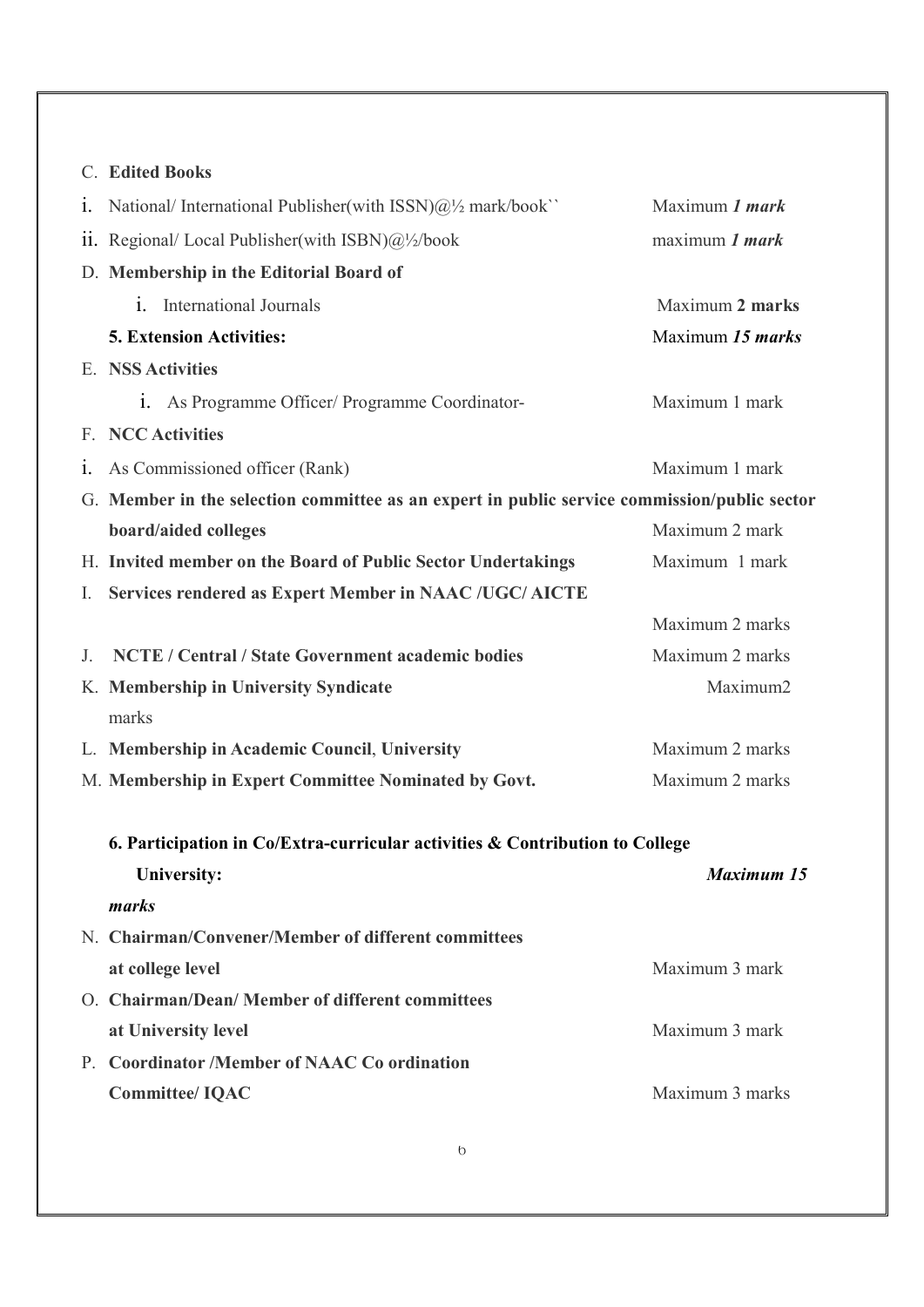C. **Edited Books**

i. National/ International Publisher(with ISSN)@½ mark/book`` Maximum ***1 mark***

ii. Regional/ Local Publisher(with ISBN)@½/book maximum ***1 mark***

D. **Membership in the Editorial Board of**

i. International Journals Maximum **2 marks**

**5. Extension Activities:** Maximum ***15 marks***

E. **NSS Activities**

i. As Programme Officer/ Programme Coordinator- Maximum 1 mark

F. **NCC Activities**

i. As Commissioned officer (Rank) Maximum 1 mark

G. **Member in the selection committee as an expert in public service commission/public sector board/aided colleges** Maximum 2 mark

H. **Invited member on the Board of Public Sector Undertakings** Maximum 1 mark

I. **Services rendered as Expert Member in NAAC /UGC/ AICTE** Maximum 2 marks

J. **NCTE / Central / State Government academic bodies** Maximum 2 marks

K. **Membership in University Syndicate** Maximum2 marks

L. **Membership in Academic Council**, **University** Maximum 2 marks

M. **Membership in Expert Committee Nominated by Govt.** Maximum 2 marks

**6. Participation in Co/Extra-curricular activities & Contribution to College University:** ***Maximum 15 marks***

N. **Chairman/Convener/Member of different committees at college level** Maximum 3 mark

O. **Chairman/Dean/ Member of different committees at University level** Maximum 3 mark

P. **Coordinator /Member of NAAC Co ordination Committee/ IQAC** Maximum 3 marks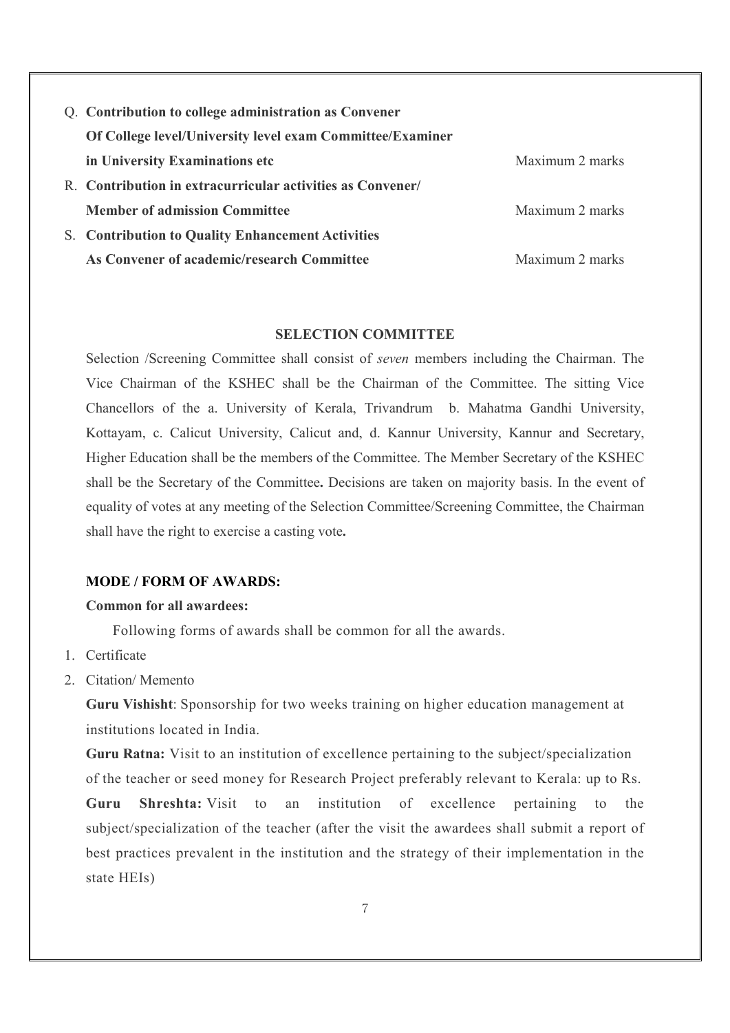Q. **Contribution to college administration as Convener Of College level/University level exam Committee/Examiner in University Examinations etc** — Maximum 2 marks

R. **Contribution in extracurricular activities as Convener/ Member of admission Committee** — Maximum 2 marks

S. **Contribution to Quality Enhancement Activities As Convener of academic/research Committee** — Maximum 2 marks

## SELECTION COMMITTEE

Selection /Screening Committee shall consist of *seven* members including the Chairman. The Vice Chairman of the KSHEC shall be the Chairman of the Committee. The sitting Vice Chancellors of the a. University of Kerala, Trivandrum b. Mahatma Gandhi University, Kottayam, c. Calicut University, Calicut and, d. Kannur University, Kannur and Secretary, Higher Education shall be the members of the Committee. The Member Secretary of the KSHEC shall be the Secretary of the Committee**.** Decisions are taken on majority basis. In the event of equality of votes at any meeting of the Selection Committee/Screening Committee, the Chairman shall have the right to exercise a casting vote**.**

### MODE / FORM OF AWARDS:

**Common for all awardees:**

Following forms of awards shall be common for all the awards.

1. Certificate
2. Citation/ Memento

**Guru Vishisht**: Sponsorship for two weeks training on higher education management at institutions located in India.

**Guru Ratna:** Visit to an institution of excellence pertaining to the subject/specialization of the teacher or seed money for Research Project preferably relevant to Kerala: up to Rs.

**Guru Shreshta:** Visit to an institution of excellence pertaining to the subject/specialization of the teacher (after the visit the awardees shall submit a report of best practices prevalent in the institution and the strategy of their implementation in the state HEIs)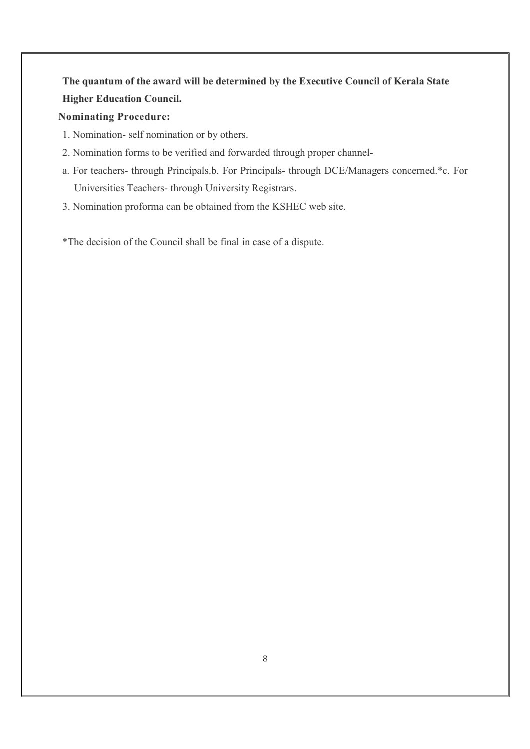**The quantum of the award will be determined by the Executive Council of Kerala State Higher Education Council.**

**Nominating Procedure:**

1. Nomination- self nomination or by others.
2. Nomination forms to be verified and forwarded through proper channel-

a. For teachers- through Principals.b. For Principals- through DCE/Managers concerned.*c. For Universities Teachers- through University Registrars.

3. Nomination proforma can be obtained from the KSHEC web site.

*The decision of the Council shall be final in case of a dispute.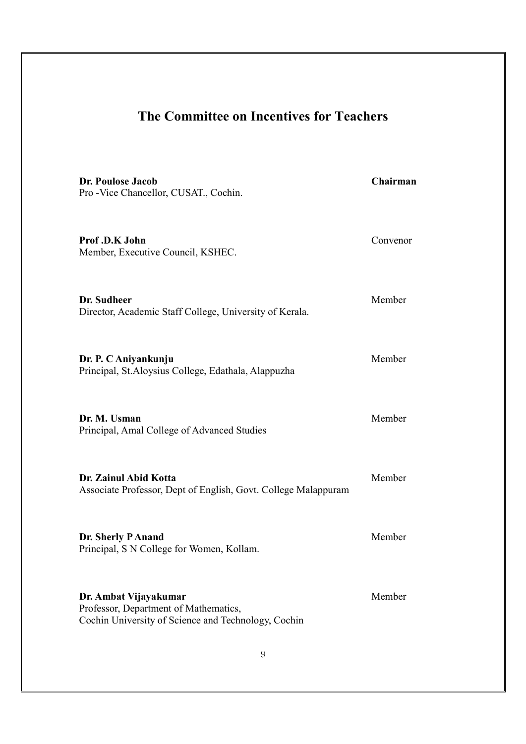# The Committee on Incentives for Teachers

| | |
|---|---|
| **Dr. Poulose Jacob**<br>Pro -Vice Chancellor, CUSAT., Cochin. | **Chairman** |
| **Prof .D.K John**<br>Member, Executive Council, KSHEC. | Convenor |
| **Dr. Sudheer**<br>Director, Academic Staff College, University of Kerala. | Member |
| **Dr. P. C Aniyankunju**<br>Principal, St.Aloysius College, Edathala, Alappuzha | Member |
| **Dr. M. Usman**<br>Principal, Amal College of Advanced Studies | Member |
| **Dr. Zainul Abid Kotta**<br>Associate Professor, Dept of English, Govt. College Malappuram | Member |
| **Dr. Sherly P Anand**<br>Principal, S N College for Women, Kollam. | Member |
| **Dr. Ambat Vijayakumar**<br>Professor, Department of Mathematics,<br>Cochin University of Science and Technology, Cochin | Member |